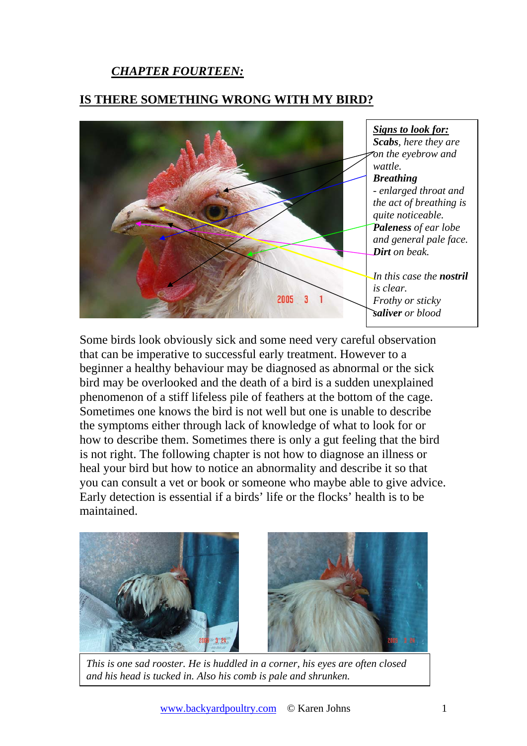***CHAPTER FOURTEEN:***

## IS THERE SOMETHING WRONG WITH MY BIRD?

***Signs to look for:***
***Scabs****, here they are on the eyebrow and wattle.*
***Breathing***
*- enlarged throat and the act of breathing is quite noticeable.*
***Paleness*** *of ear lobe and general pale face.*
***Dirt*** *on beak.*

*In this case the* ***nostril*** *is clear.*
*Frothy or sticky* ***saliver*** *or blood*

Some birds look obviously sick and some need very careful observation that can be imperative to successful early treatment. However to a beginner a healthy behaviour may be diagnosed as abnormal or the sick bird may be overlooked and the death of a bird is a sudden unexplained phenomenon of a stiff lifeless pile of feathers at the bottom of the cage. Sometimes one knows the bird is not well but one is unable to describe the symptoms either through lack of knowledge of what to look for or how to describe them. Sometimes there is only a gut feeling that the bird is not right. The following chapter is not how to diagnose an illness or heal your bird but how to notice an abnormality and describe it so that you can consult a vet or book or someone who maybe able to give advice. Early detection is essential if a birds' life or the flocks' health is to be maintained.

*This is one sad rooster. He is huddled in a corner, his eyes are often closed and his head is tucked in. Also his comb is pale and shrunken.*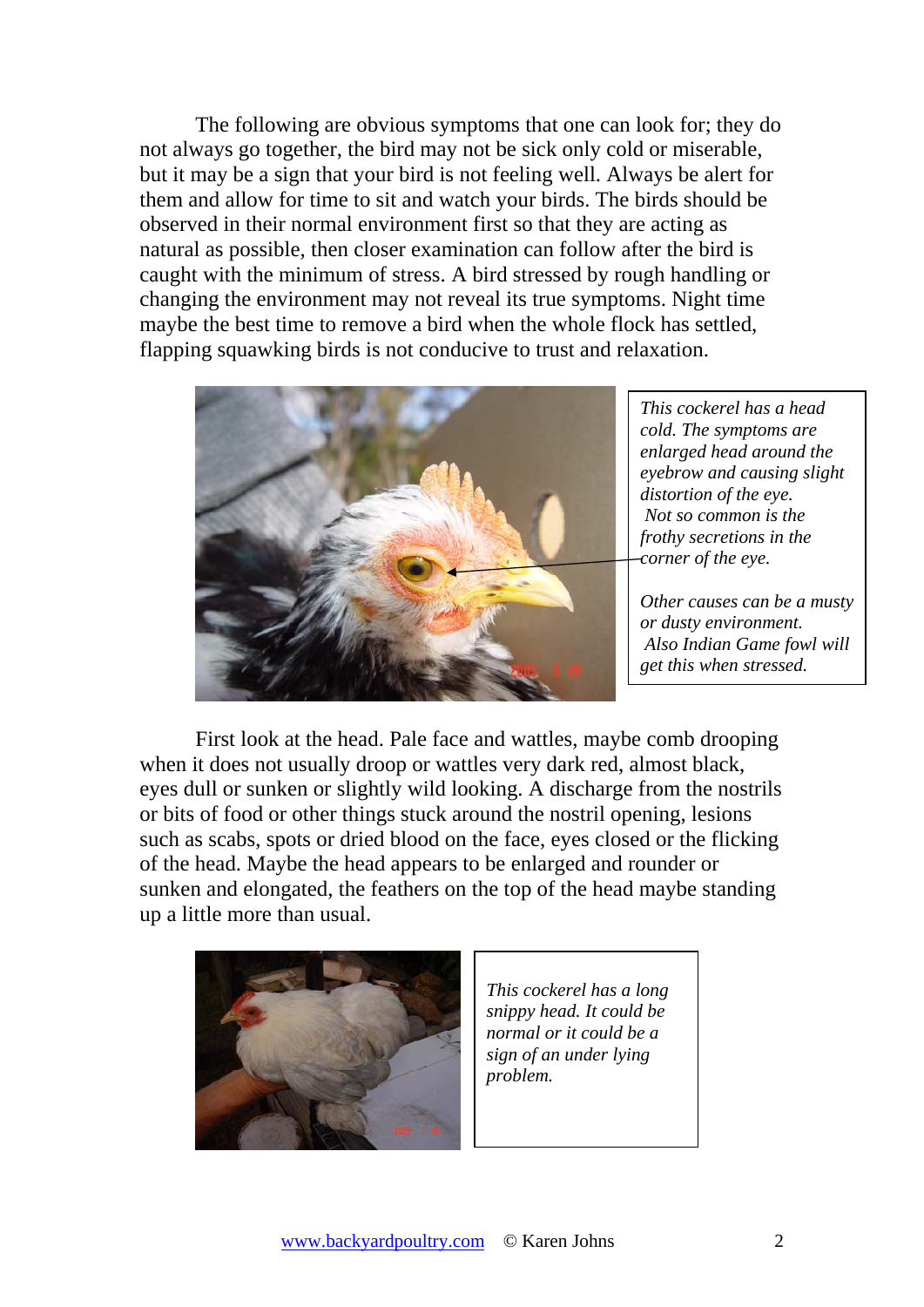The following are obvious symptoms that one can look for; they do not always go together, the bird may not be sick only cold or miserable, but it may be a sign that your bird is not feeling well. Always be alert for them and allow for time to sit and watch your birds. The birds should be observed in their normal environment first so that they are acting as natural as possible, then closer examination can follow after the bird is caught with the minimum of stress. A bird stressed by rough handling or changing the environment may not reveal its true symptoms. Night time maybe the best time to remove a bird when the whole flock has settled, flapping squawking birds is not conducive to trust and relaxation.

*This cockerel has a head cold. The symptoms are enlarged head around the eyebrow and causing slight distortion of the eye. Not so common is the frothy secretions in the corner of the eye.*

*Other causes can be a musty or dusty environment. Also Indian Game fowl will get this when stressed.*

First look at the head. Pale face and wattles, maybe comb drooping when it does not usually droop or wattles very dark red, almost black, eyes dull or sunken or slightly wild looking. A discharge from the nostrils or bits of food or other things stuck around the nostril opening, lesions such as scabs, spots or dried blood on the face, eyes closed or the flicking of the head. Maybe the head appears to be enlarged and rounder or sunken and elongated, the feathers on the top of the head maybe standing up a little more than usual.

*This cockerel has a long snippy head. It could be normal or it could be a sign of an under lying problem.*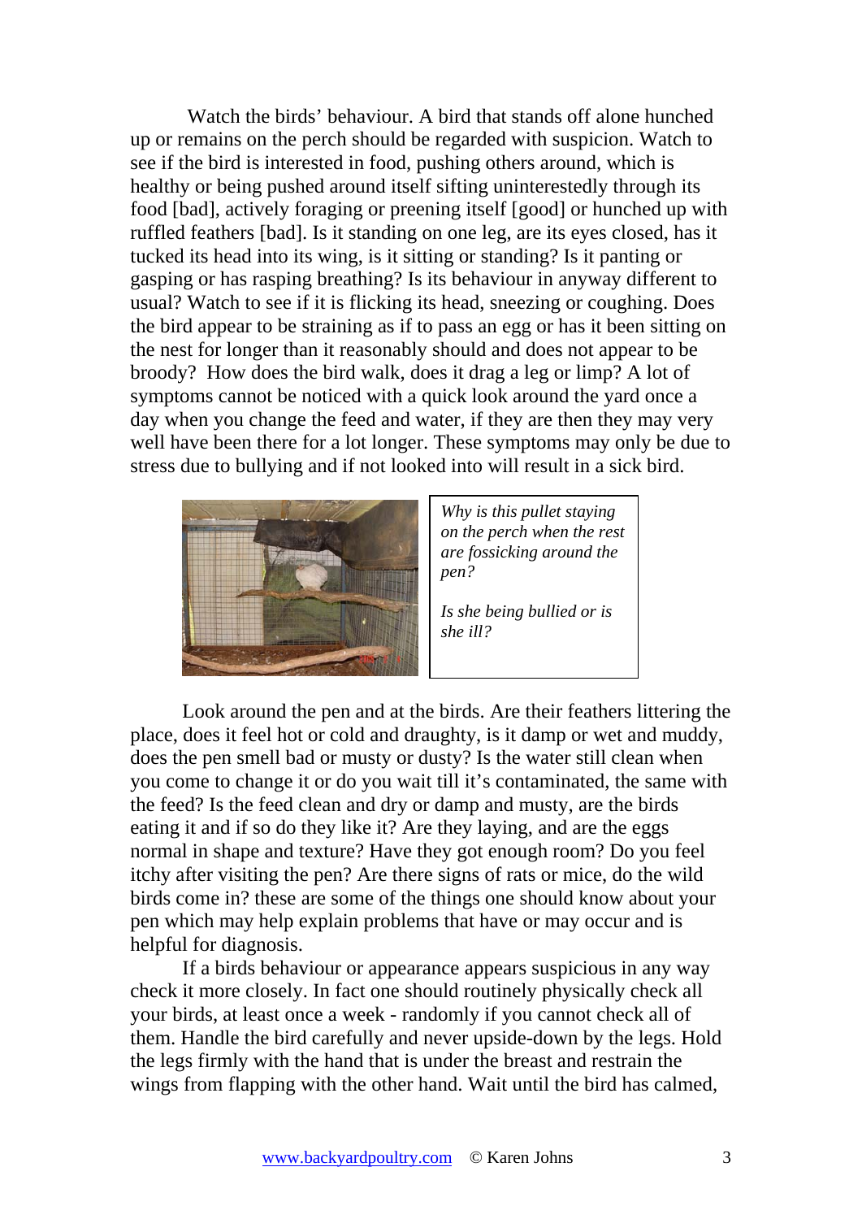Watch the birds' behaviour. A bird that stands off alone hunched up or remains on the perch should be regarded with suspicion. Watch to see if the bird is interested in food, pushing others around, which is healthy or being pushed around itself sifting uninterestedly through its food [bad], actively foraging or preening itself [good] or hunched up with ruffled feathers [bad]. Is it standing on one leg, are its eyes closed, has it tucked its head into its wing, is it sitting or standing? Is it panting or gasping or has rasping breathing? Is its behaviour in anyway different to usual? Watch to see if it is flicking its head, sneezing or coughing. Does the bird appear to be straining as if to pass an egg or has it been sitting on the nest for longer than it reasonably should and does not appear to be broody? How does the bird walk, does it drag a leg or limp? A lot of symptoms cannot be noticed with a quick look around the yard once a day when you change the feed and water, if they are then they may very well have been there for a lot longer. These symptoms may only be due to stress due to bullying and if not looked into will result in a sick bird.

*Why is this pullet staying on the perch when the rest are fossicking around the pen?*

*Is she being bullied or is she ill?*

Look around the pen and at the birds. Are their feathers littering the place, does it feel hot or cold and draughty, is it damp or wet and muddy, does the pen smell bad or musty or dusty? Is the water still clean when you come to change it or do you wait till it's contaminated, the same with the feed? Is the feed clean and dry or damp and musty, are the birds eating it and if so do they like it? Are they laying, and are the eggs normal in shape and texture? Have they got enough room? Do you feel itchy after visiting the pen? Are there signs of rats or mice, do the wild birds come in? these are some of the things one should know about your pen which may help explain problems that have or may occur and is helpful for diagnosis.

If a birds behaviour or appearance appears suspicious in any way check it more closely. In fact one should routinely physically check all your birds, at least once a week - randomly if you cannot check all of them. Handle the bird carefully and never upside-down by the legs. Hold the legs firmly with the hand that is under the breast and restrain the wings from flapping with the other hand. Wait until the bird has calmed,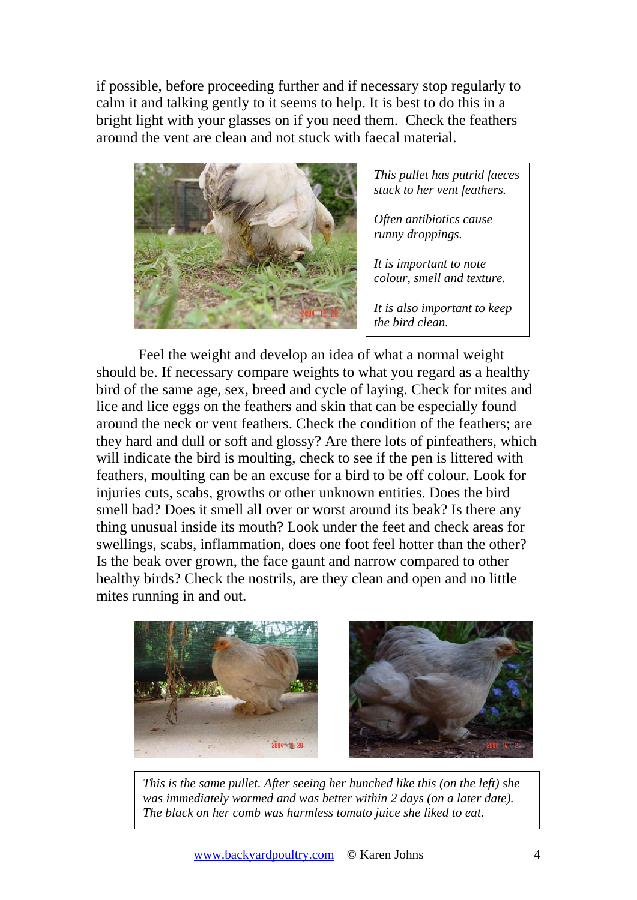if possible, before proceeding further and if necessary stop regularly to calm it and talking gently to it seems to help. It is best to do this in a bright light with your glasses on if you need them. Check the feathers around the vent are clean and not stuck with faecal material.

*This pullet has putrid faeces stuck to her vent feathers.*

*Often antibiotics cause runny droppings.*

*It is important to note colour, smell and texture.*

*It is also important to keep the bird clean.*

Feel the weight and develop an idea of what a normal weight should be. If necessary compare weights to what you regard as a healthy bird of the same age, sex, breed and cycle of laying. Check for mites and lice and lice eggs on the feathers and skin that can be especially found around the neck or vent feathers. Check the condition of the feathers; are they hard and dull or soft and glossy? Are there lots of pinfeathers, which will indicate the bird is moulting, check to see if the pen is littered with feathers, moulting can be an excuse for a bird to be off colour. Look for injuries cuts, scabs, growths or other unknown entities. Does the bird smell bad? Does it smell all over or worst around its beak? Is there any thing unusual inside its mouth? Look under the feet and check areas for swellings, scabs, inflammation, does one foot feel hotter than the other? Is the beak over grown, the face gaunt and narrow compared to other healthy birds? Check the nostrils, are they clean and open and no little mites running in and out.

*This is the same pullet. After seeing her hunched like this (on the left) she was immediately wormed and was better within 2 days (on a later date). The black on her comb was harmless tomato juice she liked to eat.*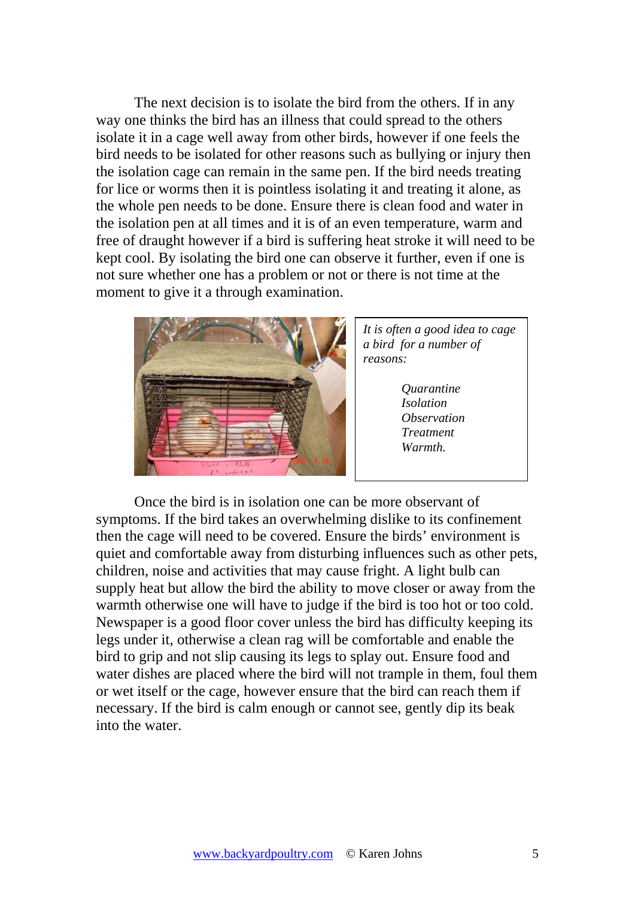The next decision is to isolate the bird from the others. If in any way one thinks the bird has an illness that could spread to the others isolate it in a cage well away from other birds, however if one feels the bird needs to be isolated for other reasons such as bullying or injury then the isolation cage can remain in the same pen. If the bird needs treating for lice or worms then it is pointless isolating it and treating it alone, as the whole pen needs to be done. Ensure there is clean food and water in the isolation pen at all times and it is of an even temperature, warm and free of draught however if a bird is suffering heat stroke it will need to be kept cool. By isolating the bird one can observe it further, even if one is not sure whether one has a problem or not or there is not time at the moment to give it a through examination.

*It is often a good idea to cage a bird for a number of reasons:*

*Quarantine*
*Isolation*
*Observation*
*Treatment*
*Warmth.*

Once the bird is in isolation one can be more observant of symptoms. If the bird takes an overwhelming dislike to its confinement then the cage will need to be covered. Ensure the birds' environment is quiet and comfortable away from disturbing influences such as other pets, children, noise and activities that may cause fright. A light bulb can supply heat but allow the bird the ability to move closer or away from the warmth otherwise one will have to judge if the bird is too hot or too cold. Newspaper is a good floor cover unless the bird has difficulty keeping its legs under it, otherwise a clean rag will be comfortable and enable the bird to grip and not slip causing its legs to splay out. Ensure food and water dishes are placed where the bird will not trample in them, foul them or wet itself or the cage, however ensure that the bird can reach them if necessary. If the bird is calm enough or cannot see, gently dip its beak into the water.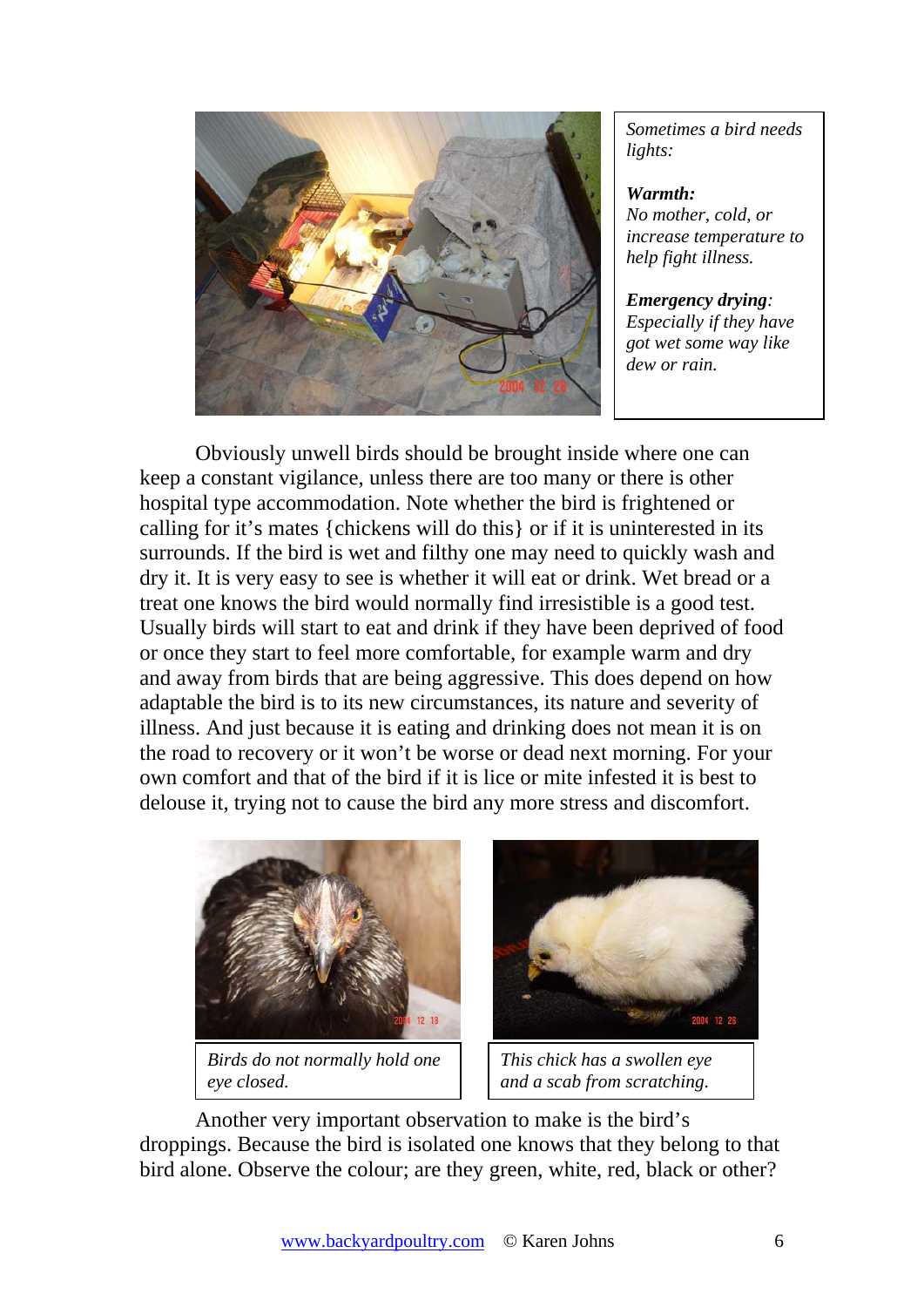*Sometimes a bird needs lights:*

***Warmth:***
*No mother, cold, or increase temperature to help fight illness.*

***Emergency drying**:*
*Especially if they have got wet some way like dew or rain.*

Obviously unwell birds should be brought inside where one can keep a constant vigilance, unless there are too many or there is other hospital type accommodation. Note whether the bird is frightened or calling for it's mates {chickens will do this} or if it is uninterested in its surrounds. If the bird is wet and filthy one may need to quickly wash and dry it. It is very easy to see is whether it will eat or drink. Wet bread or a treat one knows the bird would normally find irresistible is a good test. Usually birds will start to eat and drink if they have been deprived of food or once they start to feel more comfortable, for example warm and dry and away from birds that are being aggressive. This does depend on how adaptable the bird is to its new circumstances, its nature and severity of illness. And just because it is eating and drinking does not mean it is on the road to recovery or it won't be worse or dead next morning. For your own comfort and that of the bird if it is lice or mite infested it is best to delouse it, trying not to cause the bird any more stress and discomfort.

*Birds do not normally hold one eye closed.*

*This chick has a swollen eye and a scab from scratching.*

Another very important observation to make is the bird's droppings. Because the bird is isolated one knows that they belong to that bird alone. Observe the colour; are they green, white, red, black or other?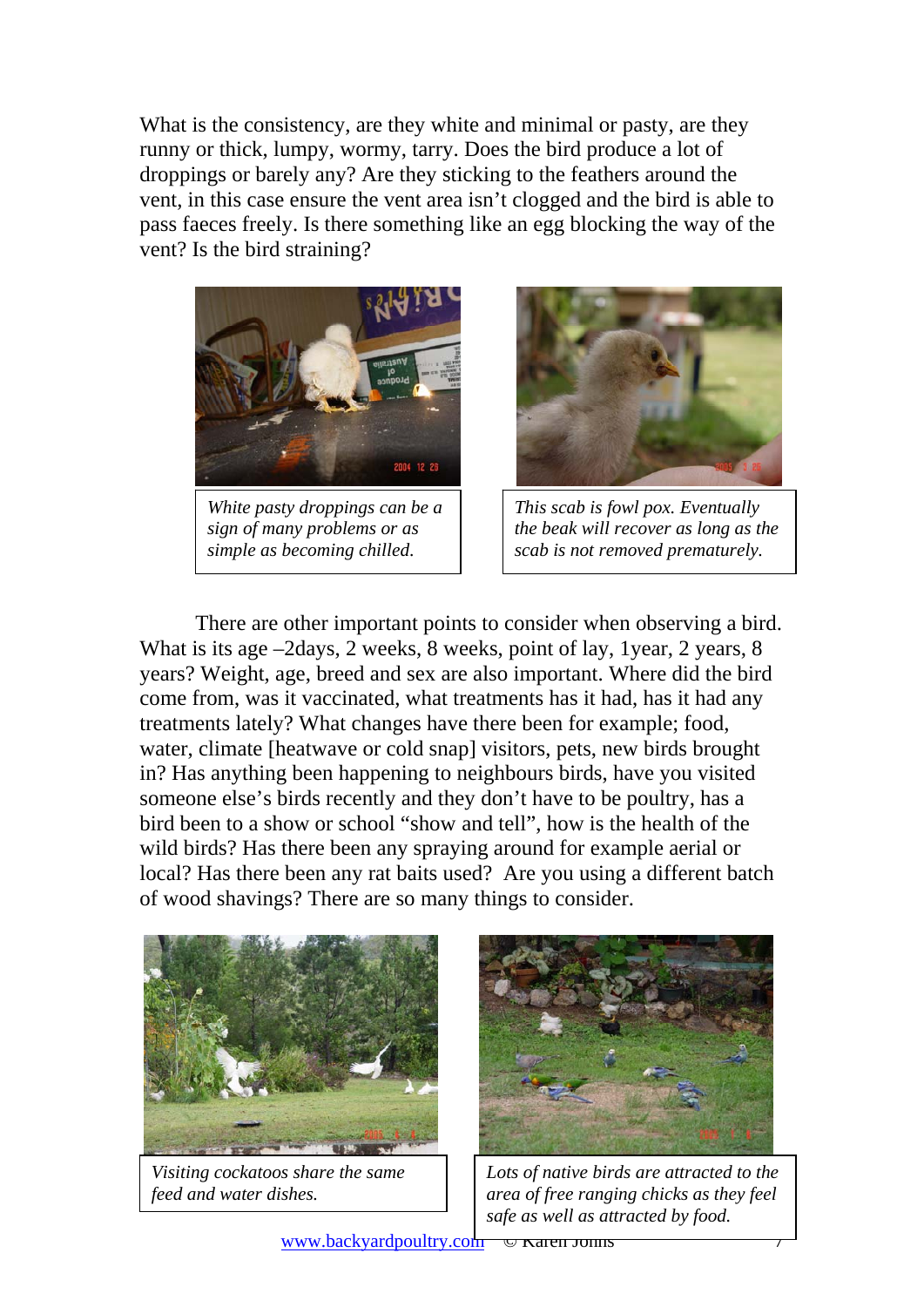What is the consistency, are they white and minimal or pasty, are they runny or thick, lumpy, wormy, tarry. Does the bird produce a lot of droppings or barely any? Are they sticking to the feathers around the vent, in this case ensure the vent area isn't clogged and the bird is able to pass faeces freely. Is there something like an egg blocking the way of the vent? Is the bird straining?

*White pasty droppings can be a sign of many problems or as simple as becoming chilled.*

*This scab is fowl pox. Eventually the beak will recover as long as the scab is not removed prematurely.*

There are other important points to consider when observing a bird. What is its age –2days, 2 weeks, 8 weeks, point of lay, 1year, 2 years, 8 years? Weight, age, breed and sex are also important. Where did the bird come from, was it vaccinated, what treatments has it had, has it had any treatments lately? What changes have there been for example; food, water, climate [heatwave or cold snap] visitors, pets, new birds brought in? Has anything been happening to neighbours birds, have you visited someone else's birds recently and they don't have to be poultry, has a bird been to a show or school "show and tell", how is the health of the wild birds? Has there been any spraying around for example aerial or local? Has there been any rat baits used? Are you using a different batch of wood shavings? There are so many things to consider.

*Visiting cockatoos share the same feed and water dishes.*

*Lots of native birds are attracted to the area of free ranging chicks as they feel safe as well as attracted by food.*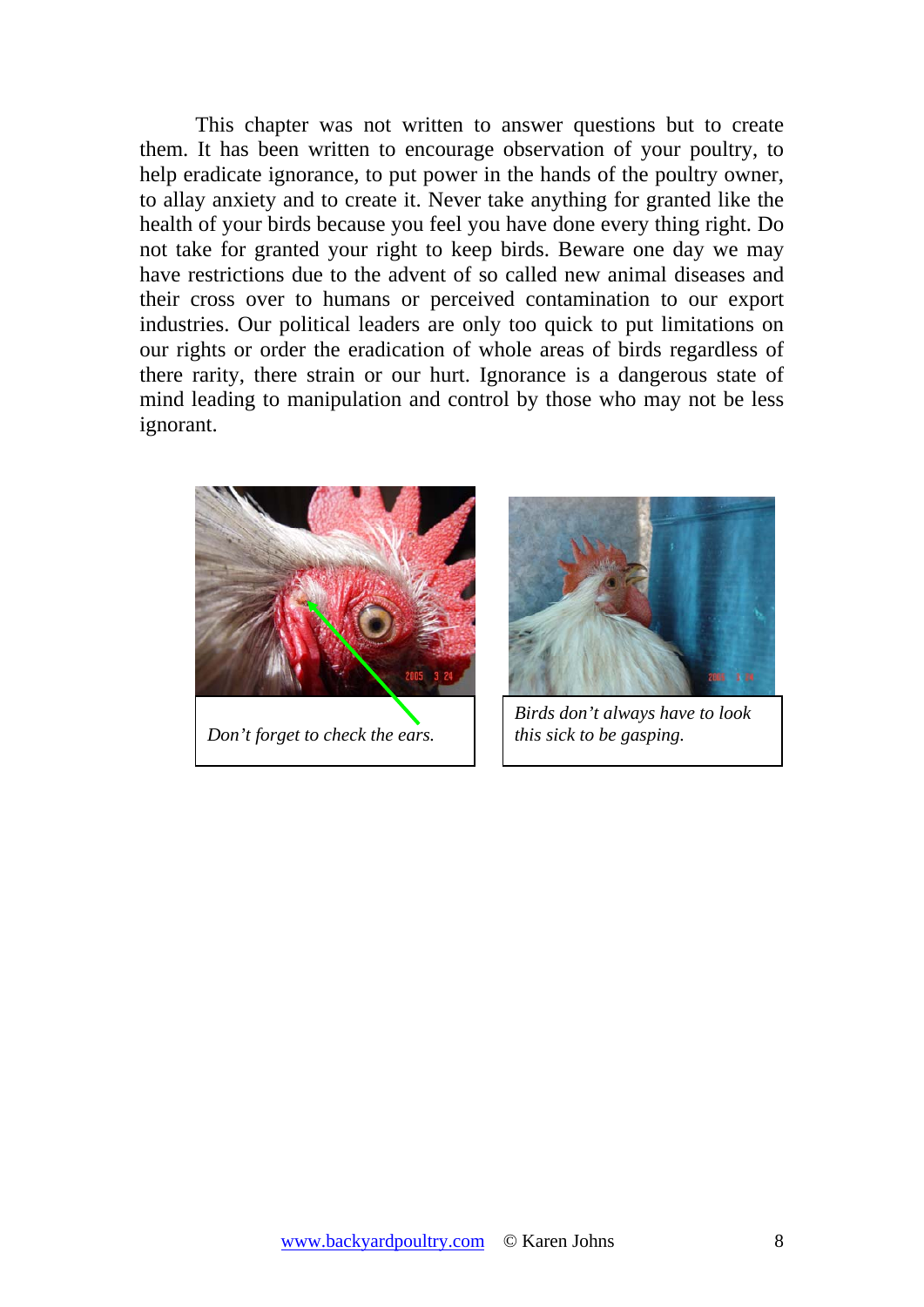This chapter was not written to answer questions but to create them. It has been written to encourage observation of your poultry, to help eradicate ignorance, to put power in the hands of the poultry owner, to allay anxiety and to create it. Never take anything for granted like the health of your birds because you feel you have done every thing right. Do not take for granted your right to keep birds. Beware one day we may have restrictions due to the advent of so called new animal diseases and their cross over to humans or perceived contamination to our export industries. Our political leaders are only too quick to put limitations on our rights or order the eradication of whole areas of birds regardless of there rarity, there strain or our hurt. Ignorance is a dangerous state of mind leading to manipulation and control by those who may not be less ignorant.

*Don't forget to check the ears.*

*Birds don't always have to look this sick to be gasping.*